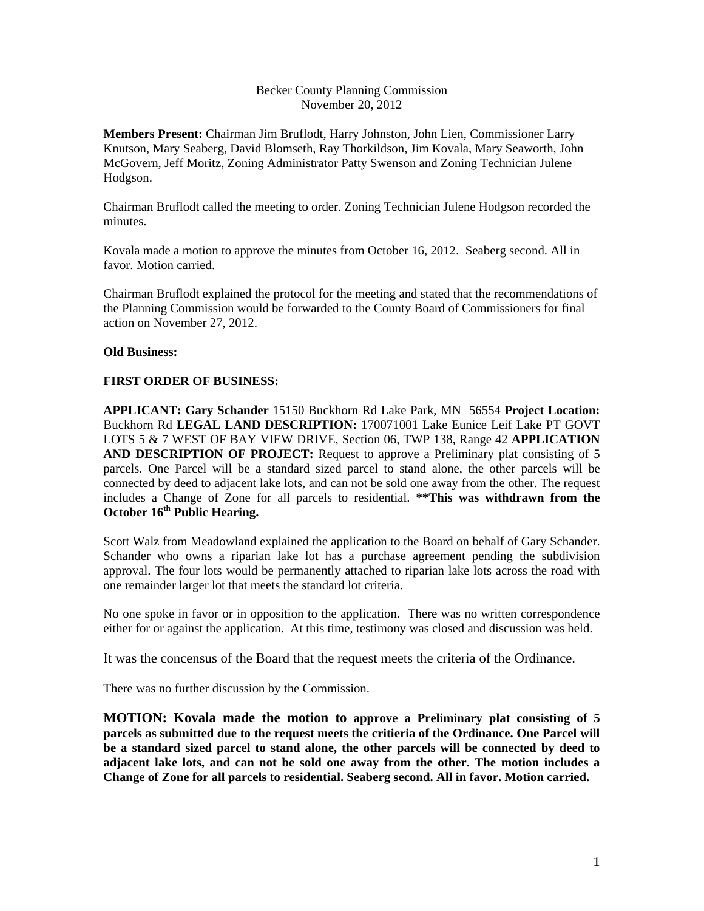Becker County Planning Commission
November 20, 2012

**Members Present:** Chairman Jim Bruflodt, Harry Johnston, John Lien, Commissioner Larry Knutson, Mary Seaberg, David Blomseth, Ray Thorkildson, Jim Kovala, Mary Seaworth, John McGovern, Jeff Moritz, Zoning Administrator Patty Swenson and Zoning Technician Julene Hodgson.

Chairman Bruflodt called the meeting to order. Zoning Technician Julene Hodgson recorded the minutes.

Kovala made a motion to approve the minutes from October 16, 2012. Seaberg second. All in favor. Motion carried.

Chairman Bruflodt explained the protocol for the meeting and stated that the recommendations of the Planning Commission would be forwarded to the County Board of Commissioners for final action on November 27, 2012.

**Old Business:**

**FIRST ORDER OF BUSINESS:**

**APPLICANT: Gary Schander** 15150 Buckhorn Rd Lake Park, MN 56554 **Project Location:** Buckhorn Rd **LEGAL LAND DESCRIPTION:** 170071001 Lake Eunice Leif Lake PT GOVT LOTS 5 & 7 WEST OF BAY VIEW DRIVE, Section 06, TWP 138, Range 42 **APPLICATION AND DESCRIPTION OF PROJECT:** Request to approve a Preliminary plat consisting of 5 parcels. One Parcel will be a standard sized parcel to stand alone, the other parcels will be connected by deed to adjacent lake lots, and can not be sold one away from the other. The request includes a Change of Zone for all parcels to residential. **\*\*This was withdrawn from the October 16th Public Hearing.**

Scott Walz from Meadowland explained the application to the Board on behalf of Gary Schander. Schander who owns a riparian lake lot has a purchase agreement pending the subdivision approval. The four lots would be permanently attached to riparian lake lots across the road with one remainder larger lot that meets the standard lot criteria.

No one spoke in favor or in opposition to the application. There was no written correspondence either for or against the application. At this time, testimony was closed and discussion was held.

It was the concensus of the Board that the request meets the criteria of the Ordinance.

There was no further discussion by the Commission.

**MOTION: Kovala made the motion to approve a Preliminary plat consisting of 5 parcels as submitted due to the request meets the critieria of the Ordinance. One Parcel will be a standard sized parcel to stand alone, the other parcels will be connected by deed to adjacent lake lots, and can not be sold one away from the other. The motion includes a Change of Zone for all parcels to residential. Seaberg second. All in favor. Motion carried.**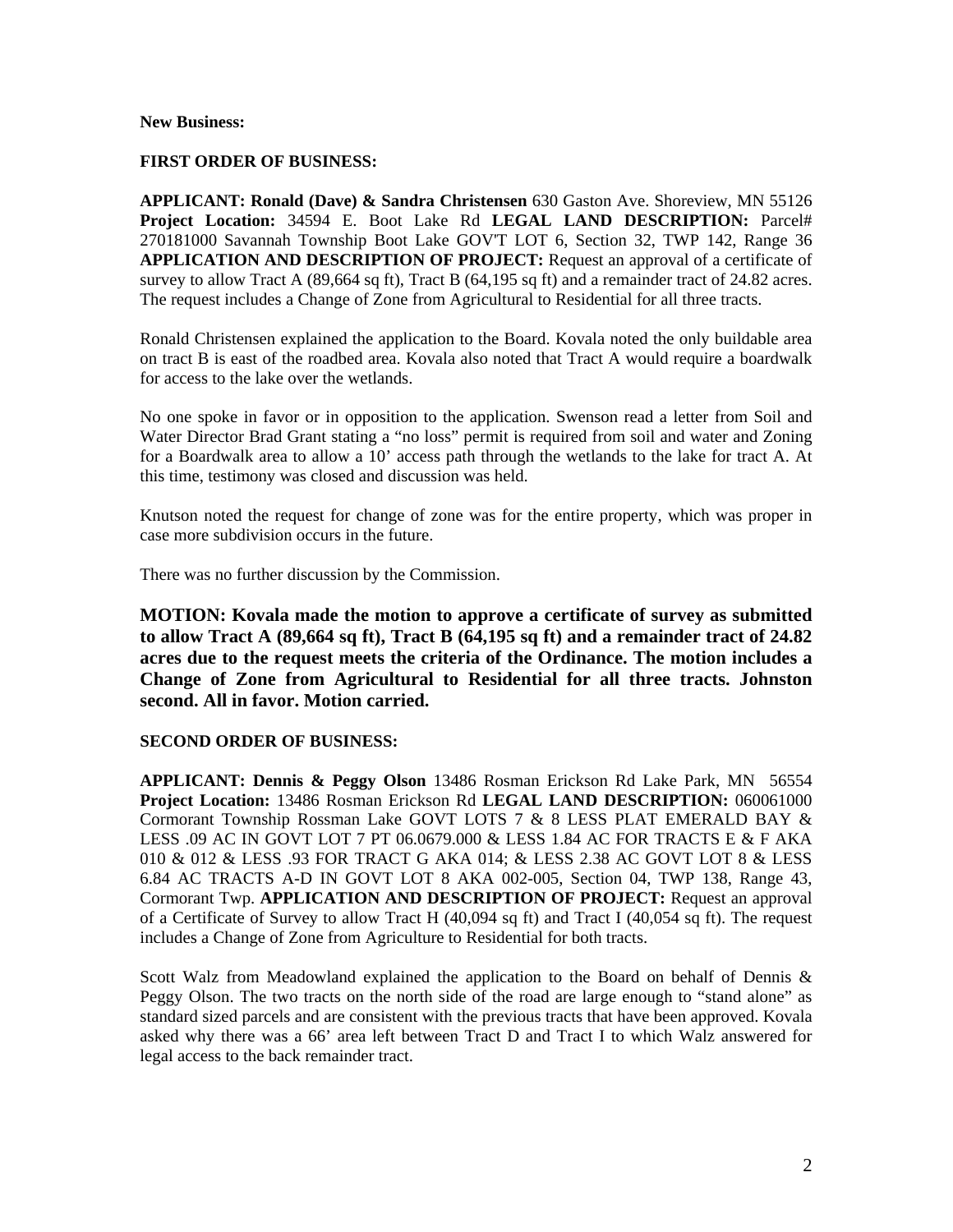**New Business:**

**FIRST ORDER OF BUSINESS:**

**APPLICANT: Ronald (Dave) & Sandra Christensen** 630 Gaston Ave. Shoreview, MN 55126 **Project Location:** 34594 E. Boot Lake Rd **LEGAL LAND DESCRIPTION:** Parcel# 270181000 Savannah Township Boot Lake GOV'T LOT 6, Section 32, TWP 142, Range 36 **APPLICATION AND DESCRIPTION OF PROJECT:** Request an approval of a certificate of survey to allow Tract A (89,664 sq ft), Tract B (64,195 sq ft) and a remainder tract of 24.82 acres. The request includes a Change of Zone from Agricultural to Residential for all three tracts.

Ronald Christensen explained the application to the Board. Kovala noted the only buildable area on tract B is east of the roadbed area. Kovala also noted that Tract A would require a boardwalk for access to the lake over the wetlands.

No one spoke in favor or in opposition to the application. Swenson read a letter from Soil and Water Director Brad Grant stating a "no loss" permit is required from soil and water and Zoning for a Boardwalk area to allow a 10' access path through the wetlands to the lake for tract A. At this time, testimony was closed and discussion was held.

Knutson noted the request for change of zone was for the entire property, which was proper in case more subdivision occurs in the future.

There was no further discussion by the Commission.

**MOTION: Kovala made the motion to approve a certificate of survey as submitted to allow Tract A (89,664 sq ft), Tract B (64,195 sq ft) and a remainder tract of 24.82 acres due to the request meets the criteria of the Ordinance. The motion includes a Change of Zone from Agricultural to Residential for all three tracts. Johnston second. All in favor. Motion carried.**

**SECOND ORDER OF BUSINESS:**

**APPLICANT: Dennis & Peggy Olson** 13486 Rosman Erickson Rd Lake Park, MN 56554 **Project Location:** 13486 Rosman Erickson Rd **LEGAL LAND DESCRIPTION:** 060061000 Cormorant Township Rossman Lake GOVT LOTS 7 & 8 LESS PLAT EMERALD BAY & LESS .09 AC IN GOVT LOT 7 PT 06.0679.000 & LESS 1.84 AC FOR TRACTS E & F AKA 010 & 012 & LESS .93 FOR TRACT G AKA 014; & LESS 2.38 AC GOVT LOT 8 & LESS 6.84 AC TRACTS A-D IN GOVT LOT 8 AKA 002-005, Section 04, TWP 138, Range 43, Cormorant Twp. **APPLICATION AND DESCRIPTION OF PROJECT:** Request an approval of a Certificate of Survey to allow Tract H (40,094 sq ft) and Tract I (40,054 sq ft). The request includes a Change of Zone from Agriculture to Residential for both tracts.

Scott Walz from Meadowland explained the application to the Board on behalf of Dennis & Peggy Olson. The two tracts on the north side of the road are large enough to "stand alone" as standard sized parcels and are consistent with the previous tracts that have been approved. Kovala asked why there was a 66' area left between Tract D and Tract I to which Walz answered for legal access to the back remainder tract.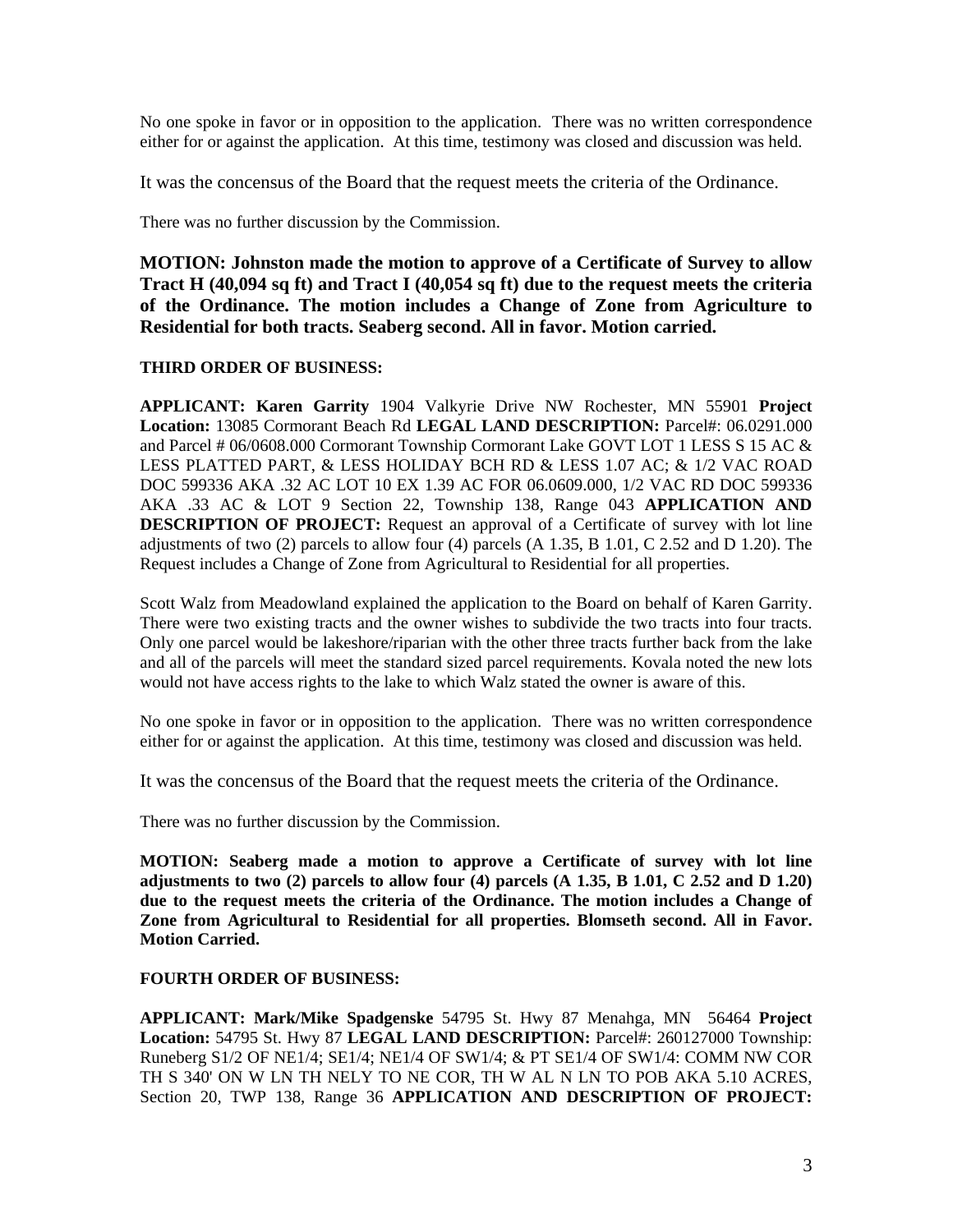No one spoke in favor or in opposition to the application. There was no written correspondence either for or against the application. At this time, testimony was closed and discussion was held.

It was the concensus of the Board that the request meets the criteria of the Ordinance.

There was no further discussion by the Commission.

**MOTION: Johnston made the motion to approve of a Certificate of Survey to allow Tract H (40,094 sq ft) and Tract I (40,054 sq ft) due to the request meets the criteria of the Ordinance. The motion includes a Change of Zone from Agriculture to Residential for both tracts. Seaberg second. All in favor. Motion carried.**

**THIRD ORDER OF BUSINESS:**

**APPLICANT: Karen Garrity** 1904 Valkyrie Drive NW Rochester, MN 55901 **Project Location:** 13085 Cormorant Beach Rd **LEGAL LAND DESCRIPTION:** Parcel#: 06.0291.000 and Parcel # 06/0608.000 Cormorant Township Cormorant Lake GOVT LOT 1 LESS S 15 AC & LESS PLATTED PART, & LESS HOLIDAY BCH RD & LESS 1.07 AC; & 1/2 VAC ROAD DOC 599336 AKA .32 AC LOT 10 EX 1.39 AC FOR 06.0609.000, 1/2 VAC RD DOC 599336 AKA .33 AC & LOT 9 Section 22, Township 138, Range 043 **APPLICATION AND DESCRIPTION OF PROJECT:** Request an approval of a Certificate of survey with lot line adjustments of two (2) parcels to allow four (4) parcels (A 1.35, B 1.01, C 2.52 and D 1.20). The Request includes a Change of Zone from Agricultural to Residential for all properties.

Scott Walz from Meadowland explained the application to the Board on behalf of Karen Garrity. There were two existing tracts and the owner wishes to subdivide the two tracts into four tracts. Only one parcel would be lakeshore/riparian with the other three tracts further back from the lake and all of the parcels will meet the standard sized parcel requirements. Kovala noted the new lots would not have access rights to the lake to which Walz stated the owner is aware of this.

No one spoke in favor or in opposition to the application. There was no written correspondence either for or against the application. At this time, testimony was closed and discussion was held.

It was the concensus of the Board that the request meets the criteria of the Ordinance.

There was no further discussion by the Commission.

**MOTION: Seaberg made a motion to approve a Certificate of survey with lot line adjustments to two (2) parcels to allow four (4) parcels (A 1.35, B 1.01, C 2.52 and D 1.20) due to the request meets the criteria of the Ordinance. The motion includes a Change of Zone from Agricultural to Residential for all properties. Blomseth second. All in Favor. Motion Carried.**

**FOURTH ORDER OF BUSINESS:**

**APPLICANT: Mark/Mike Spadgenske** 54795 St. Hwy 87 Menahga, MN 56464 **Project Location:** 54795 St. Hwy 87 **LEGAL LAND DESCRIPTION:** Parcel#: 260127000 Township: Runeberg S1/2 OF NE1/4; SE1/4; NE1/4 OF SW1/4; & PT SE1/4 OF SW1/4: COMM NW COR TH S 340' ON W LN TH NELY TO NE COR, TH W AL N LN TO POB AKA 5.10 ACRES, Section 20, TWP 138, Range 36 **APPLICATION AND DESCRIPTION OF PROJECT:**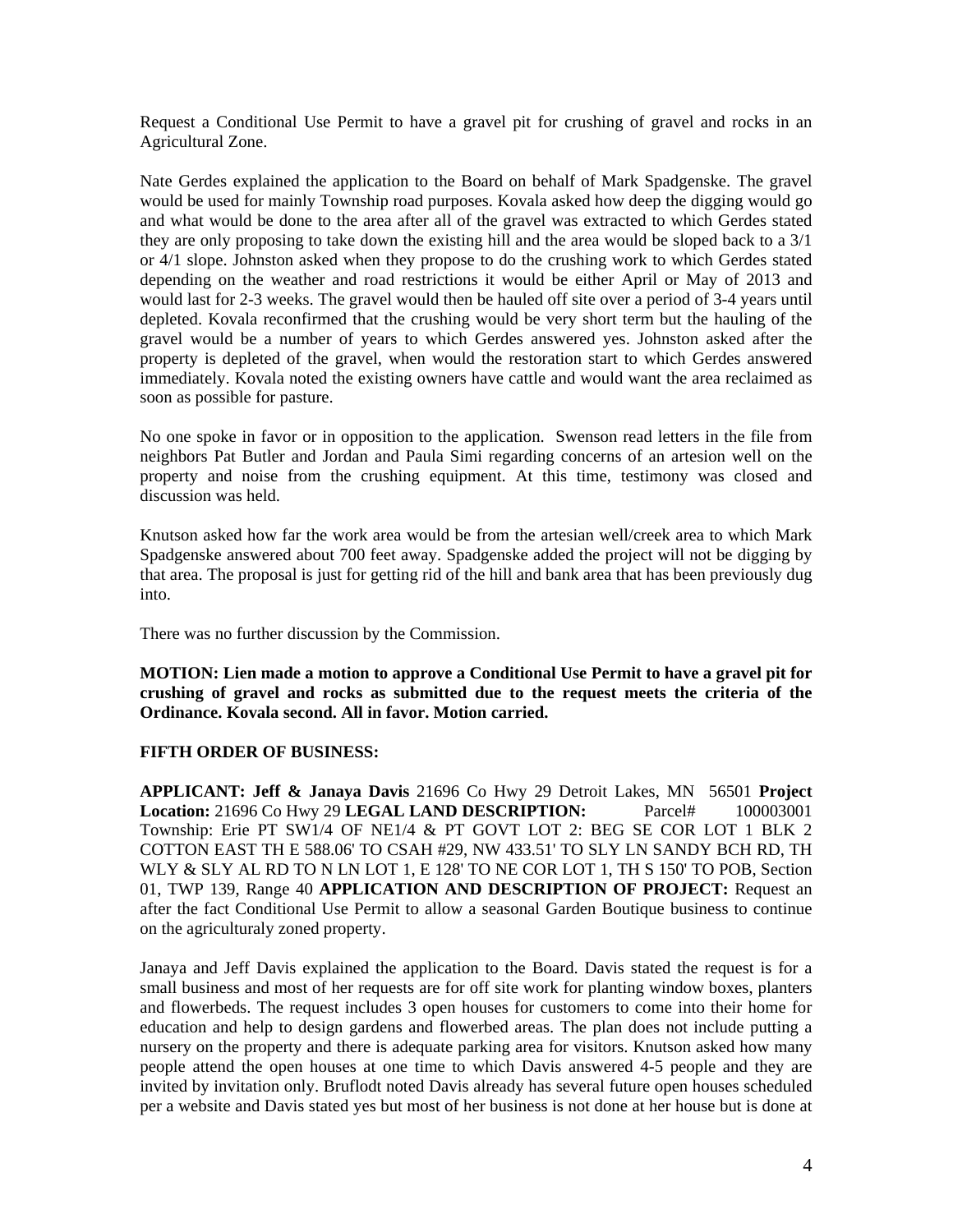Request a Conditional Use Permit to have a gravel pit for crushing of gravel and rocks in an Agricultural Zone.

Nate Gerdes explained the application to the Board on behalf of Mark Spadgenske. The gravel would be used for mainly Township road purposes. Kovala asked how deep the digging would go and what would be done to the area after all of the gravel was extracted to which Gerdes stated they are only proposing to take down the existing hill and the area would be sloped back to a 3/1 or 4/1 slope. Johnston asked when they propose to do the crushing work to which Gerdes stated depending on the weather and road restrictions it would be either April or May of 2013 and would last for 2-3 weeks. The gravel would then be hauled off site over a period of 3-4 years until depleted. Kovala reconfirmed that the crushing would be very short term but the hauling of the gravel would be a number of years to which Gerdes answered yes. Johnston asked after the property is depleted of the gravel, when would the restoration start to which Gerdes answered immediately. Kovala noted the existing owners have cattle and would want the area reclaimed as soon as possible for pasture.

No one spoke in favor or in opposition to the application. Swenson read letters in the file from neighbors Pat Butler and Jordan and Paula Simi regarding concerns of an artesion well on the property and noise from the crushing equipment. At this time, testimony was closed and discussion was held.

Knutson asked how far the work area would be from the artesian well/creek area to which Mark Spadgenske answered about 700 feet away. Spadgenske added the project will not be digging by that area. The proposal is just for getting rid of the hill and bank area that has been previously dug into.

There was no further discussion by the Commission.

**MOTION: Lien made a motion to approve a Conditional Use Permit to have a gravel pit for crushing of gravel and rocks as submitted due to the request meets the criteria of the Ordinance. Kovala second. All in favor. Motion carried.**

**FIFTH ORDER OF BUSINESS:**

**APPLICANT: Jeff & Janaya Davis** 21696 Co Hwy 29 Detroit Lakes, MN 56501 **Project Location:** 21696 Co Hwy 29 **LEGAL LAND DESCRIPTION:** Parcel# 100003001 Township: Erie PT SW1/4 OF NE1/4 & PT GOVT LOT 2: BEG SE COR LOT 1 BLK 2 COTTON EAST TH E 588.06' TO CSAH #29, NW 433.51' TO SLY LN SANDY BCH RD, TH WLY & SLY AL RD TO N LN LOT 1, E 128' TO NE COR LOT 1, TH S 150' TO POB, Section 01, TWP 139, Range 40 **APPLICATION AND DESCRIPTION OF PROJECT:** Request an after the fact Conditional Use Permit to allow a seasonal Garden Boutique business to continue on the agriculturaly zoned property.

Janaya and Jeff Davis explained the application to the Board. Davis stated the request is for a small business and most of her requests are for off site work for planting window boxes, planters and flowerbeds. The request includes 3 open houses for customers to come into their home for education and help to design gardens and flowerbed areas. The plan does not include putting a nursery on the property and there is adequate parking area for visitors. Knutson asked how many people attend the open houses at one time to which Davis answered 4-5 people and they are invited by invitation only. Bruflodt noted Davis already has several future open houses scheduled per a website and Davis stated yes but most of her business is not done at her house but is done at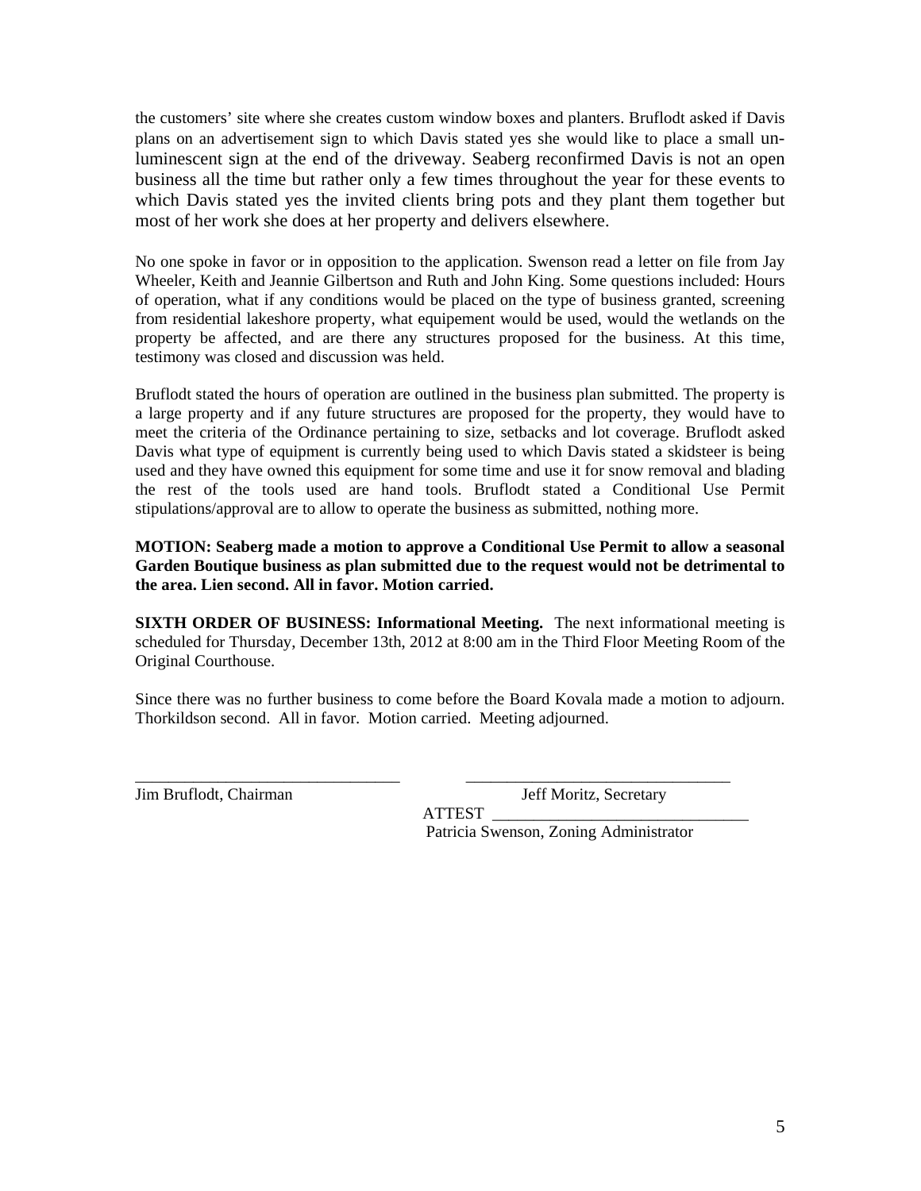the customers' site where she creates custom window boxes and planters. Bruflodt asked if Davis plans on an advertisement sign to which Davis stated yes she would like to place a small un-luminescent sign at the end of the driveway. Seaberg reconfirmed Davis is not an open business all the time but rather only a few times throughout the year for these events to which Davis stated yes the invited clients bring pots and they plant them together but most of her work she does at her property and delivers elsewhere.

No one spoke in favor or in opposition to the application. Swenson read a letter on file from Jay Wheeler, Keith and Jeannie Gilbertson and Ruth and John King. Some questions included: Hours of operation, what if any conditions would be placed on the type of business granted, screening from residential lakeshore property, what equipement would be used, would the wetlands on the property be affected, and are there any structures proposed for the business. At this time, testimony was closed and discussion was held.

Bruflodt stated the hours of operation are outlined in the business plan submitted. The property is a large property and if any future structures are proposed for the property, they would have to meet the criteria of the Ordinance pertaining to size, setbacks and lot coverage. Bruflodt asked Davis what type of equipment is currently being used to which Davis stated a skidsteer is being used and they have owned this equipment for some time and use it for snow removal and blading the rest of the tools used are hand tools. Bruflodt stated a Conditional Use Permit stipulations/approval are to allow to operate the business as submitted, nothing more.

**MOTION: Seaberg made a motion to approve a Conditional Use Permit to allow a seasonal Garden Boutique business as plan submitted due to the request would not be detrimental to the area. Lien second. All in favor. Motion carried.**

**SIXTH ORDER OF BUSINESS: Informational Meeting.** The next informational meeting is scheduled for Thursday, December 13th, 2012 at 8:00 am in the Third Floor Meeting Room of the Original Courthouse.

Since there was no further business to come before the Board Kovala made a motion to adjourn. Thorkildson second. All in favor. Motion carried. Meeting adjourned.

\_\_\_\_\_\_\_\_\_\_\_\_\_\_\_\_\_\_\_\_\_\_\_\_\_\_\_\_\_\_\_\_ \_\_\_\_\_\_\_\_\_\_\_\_\_\_\_\_\_\_\_\_\_\_\_\_\_\_\_\_\_\_\_\_

Jim Bruflodt, Chairman Jeff Moritz, Secretary

ATTEST \_\_\_\_\_\_\_\_\_\_\_\_\_\_\_\_\_\_\_\_\_\_\_\_\_\_\_\_\_\_\_\_

Patricia Swenson, Zoning Administrator